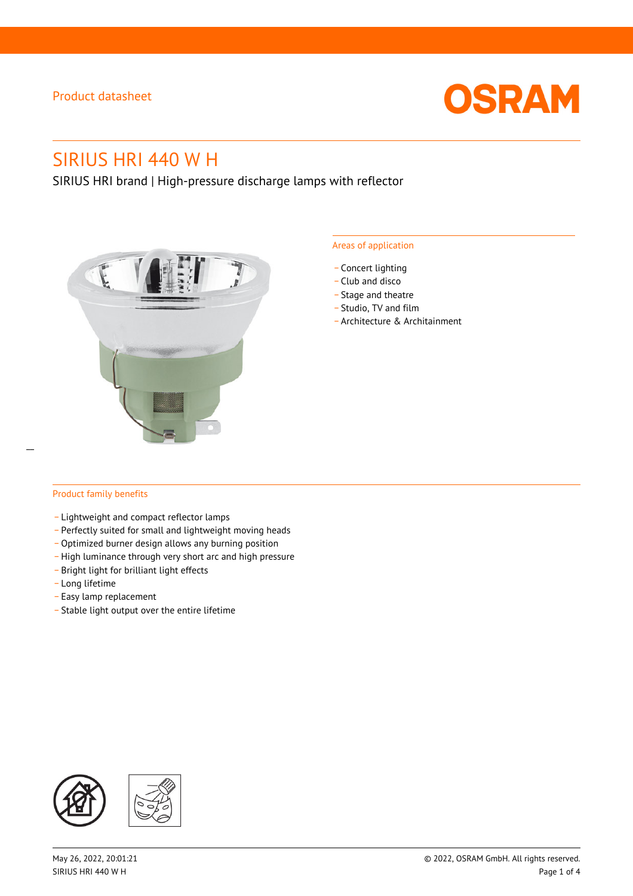Product datasheet

# SIRIUS HRI 440 W H

SIRIUS HRI brand | High-pressure discharge lamps with reflector

## Areas of application

- Concert lighting
- Club and disco
- Stage and theatre
- Studio, TV and film
- Architecture & Architainment

## Product family benefits

- Lightweight and compact reflector lamps
- Perfectly suited for small and lightweight moving heads
- Optimized burner design allows any burning position
- High luminance through very short arc and high pressure
- Bright light for brilliant light effects
- Long lifetime
- Easy lamp replacement
- Stable light output over the entire lifetime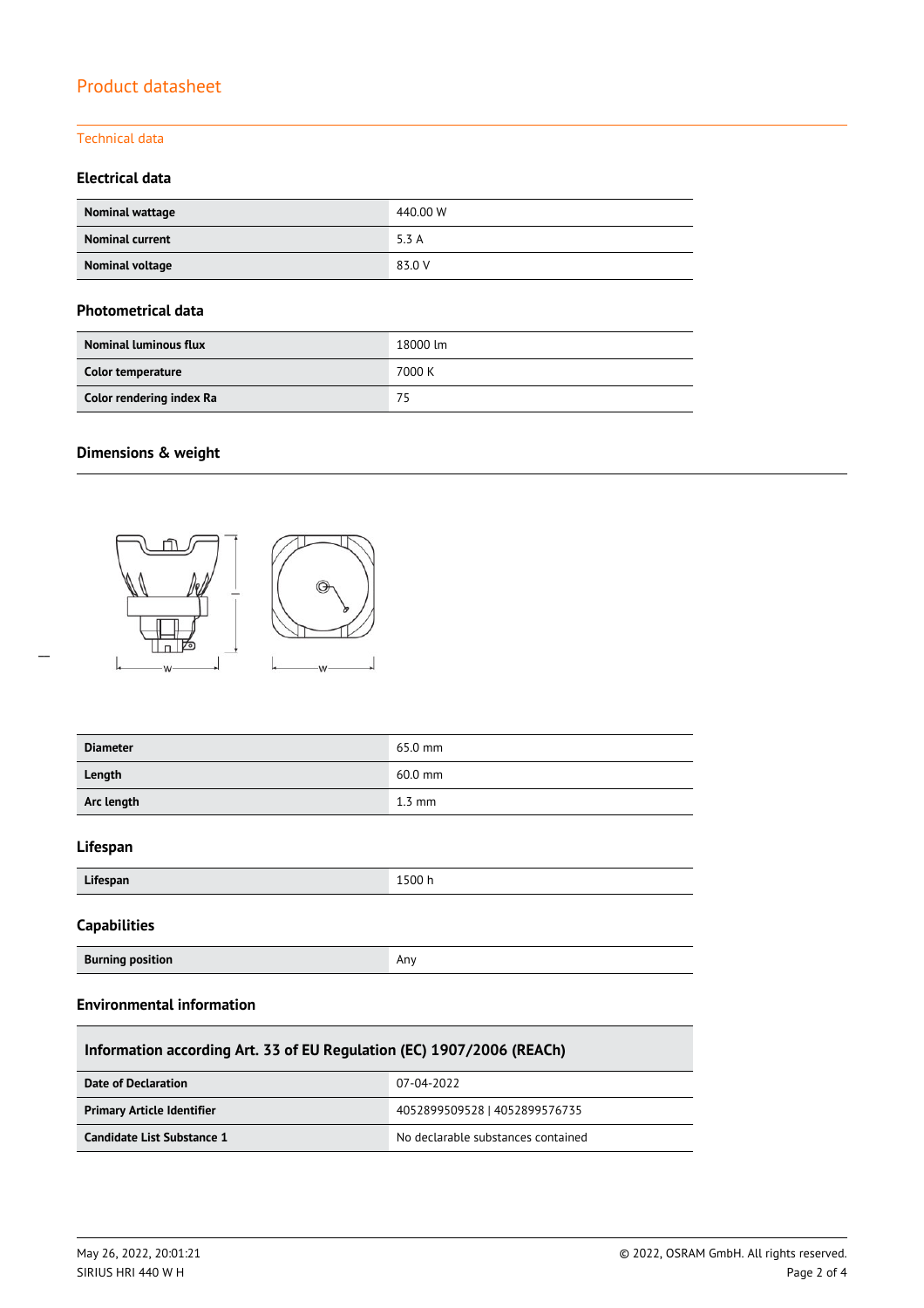# Product datasheet

## Technical data

### Electrical data

| | |
|---|---|
| **Nominal wattage** | 440.00 W |
| **Nominal current** | 5.3 A |
| **Nominal voltage** | 83.0 V |

### Photometrical data

| | |
|---|---|
| **Nominal luminous flux** | 18000 lm |
| **Color temperature** | 7000 K |
| **Color rendering index Ra** | 75 |

### Dimensions & weight

| | |
|---|---|
| **Diameter** | 65.0 mm |
| **Length** | 60.0 mm |
| **Arc length** | 1.3 mm |

### Lifespan

| | |
|---|---|
| **Lifespan** | 1500 h |

### Capabilities

| | |
|---|---|
| **Burning position** | Any |

### Environmental information

| Information according Art. 33 of EU Regulation (EC) 1907/2006 (REACh) | |
|---|---|
| **Date of Declaration** | 07-04-2022 |
| **Primary Article Identifier** | 4052899509528 \| 4052899576735 |
| **Candidate List Substance 1** | No declarable substances contained |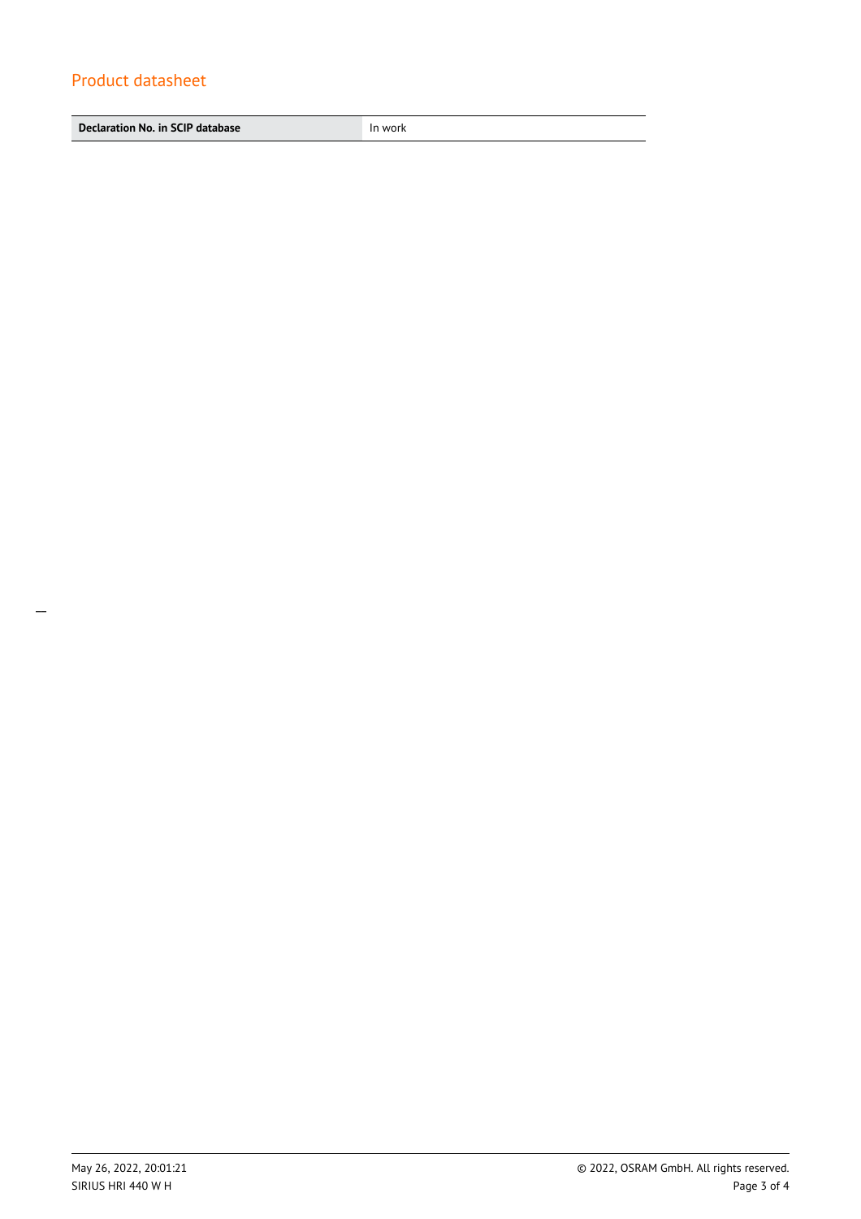| Declaration No. in SCIP database | In work |
|---|---|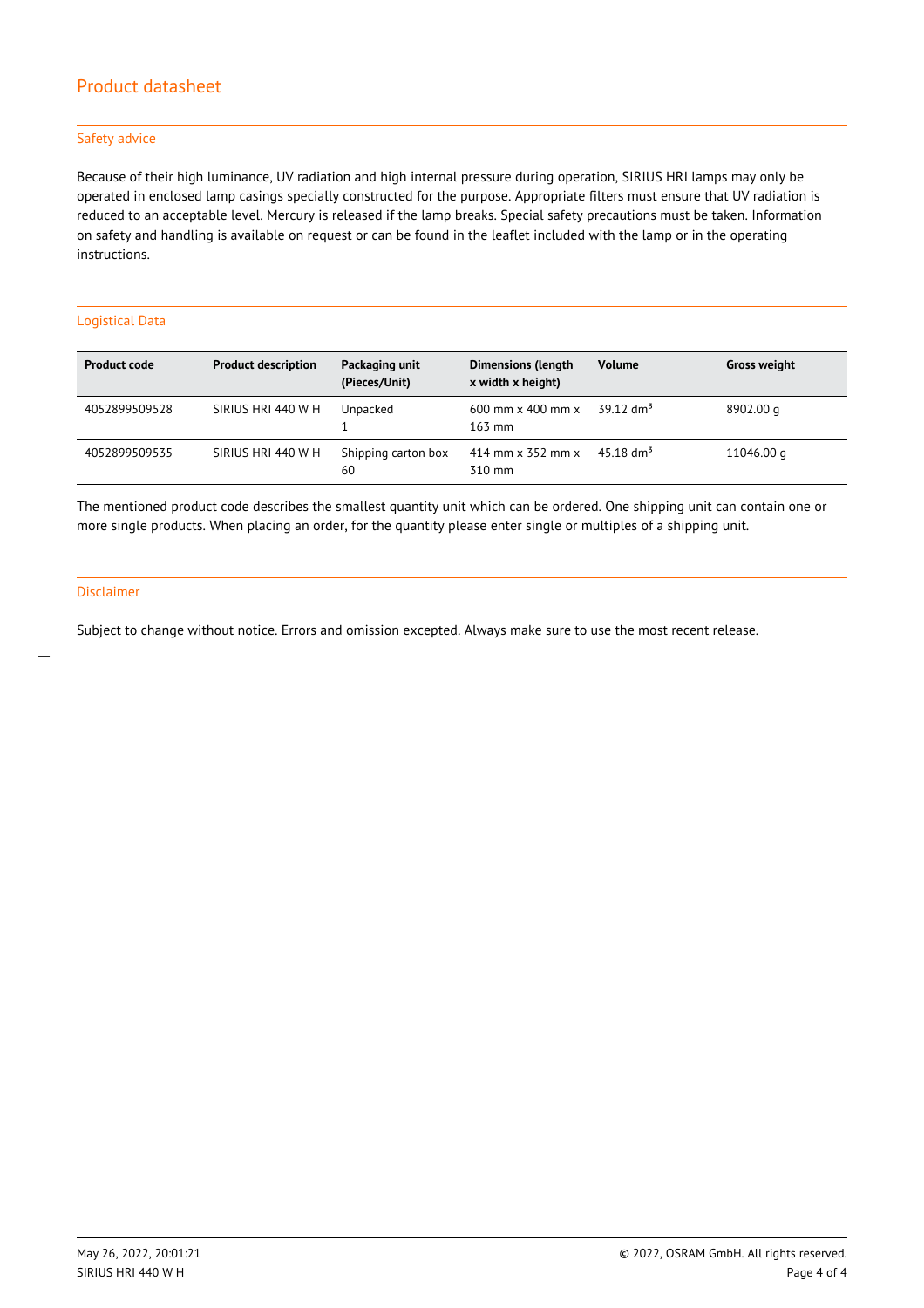# Product datasheet

## Safety advice

Because of their high luminance, UV radiation and high internal pressure during operation, SIRIUS HRI lamps may only be operated in enclosed lamp casings specially constructed for the purpose. Appropriate filters must ensure that UV radiation is reduced to an acceptable level. Mercury is released if the lamp breaks. Special safety precautions must be taken. Information on safety and handling is available on request or can be found in the leaflet included with the lamp or in the operating instructions.

## Logistical Data

| Product code | Product description | Packaging unit (Pieces/Unit) | Dimensions (length x width x height) | Volume | Gross weight |
|---|---|---|---|---|---|
| 4052899509528 | SIRIUS HRI 440 W H | Unpacked 1 | 600 mm x 400 mm x 163 mm | 39.12 $dm^3$ | 8902.00 g |
| 4052899509535 | SIRIUS HRI 440 W H | Shipping carton box 60 | 414 mm x 352 mm x 310 mm | 45.18 $dm^3$ | 11046.00 g |

The mentioned product code describes the smallest quantity unit which can be ordered. One shipping unit can contain one or more single products. When placing an order, for the quantity please enter single or multiples of a shipping unit.

## Disclaimer

Subject to change without notice. Errors and omission excepted. Always make sure to use the most recent release.